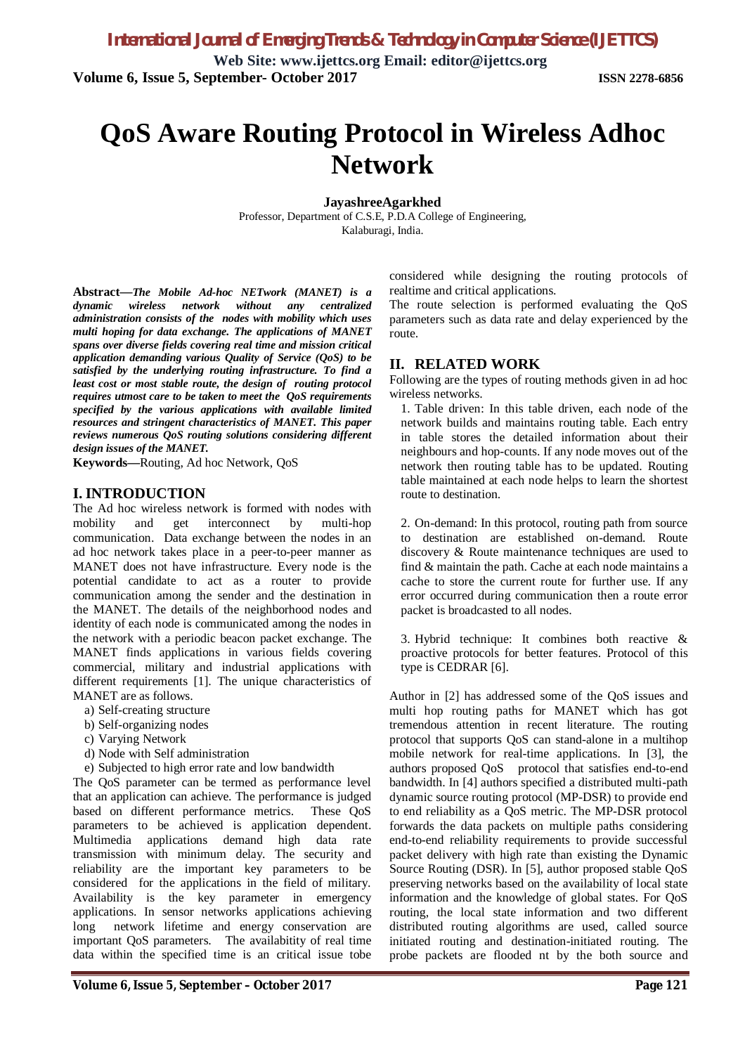# QoS Aware Routing Protocol in Wireless Adhoc Network

**JayashreeAgarkhed**
Professor, Department of C.S.E, P.D.A College of Engineering,
Kalaburagi, India.

**Abstract—*The Mobile Ad-hoc NETwork (MANET) is a dynamic wireless network without any centralized administration consists of the nodes with mobility which uses multi hoping for data exchange. The applications of MANET spans over diverse fields covering real time and mission critical application demanding various Quality of Service (QoS) to be satisfied by the underlying routing infrastructure. To find a least cost or most stable route, the design of routing protocol requires utmost care to be taken to meet the QoS requirements specified by the various applications with available limited resources and stringent characteristics of MANET. This paper reviews numerous QoS routing solutions considering different design issues of the MANET.***

**Keywords—**Routing, Ad hoc Network, QoS

## I. INTRODUCTION

The Ad hoc wireless network is formed with nodes with mobility and get interconnect by multi-hop communication. Data exchange between the nodes in an ad hoc network takes place in a peer-to-peer manner as MANET does not have infrastructure. Every node is the potential candidate to act as a router to provide communication among the sender and the destination in the MANET. The details of the neighborhood nodes and identity of each node is communicated among the nodes in the network with a periodic beacon packet exchange. The MANET finds applications in various fields covering commercial, military and industrial applications with different requirements [1]. The unique characteristics of MANET are as follows.

a) Self-creating structure
b) Self-organizing nodes
c) Varying Network
d) Node with Self administration
e) Subjected to high error rate and low bandwidth

The QoS parameter can be termed as performance level that an application can achieve. The performance is judged based on different performance metrics. These QoS parameters to be achieved is application dependent. Multimedia applications demand high data rate transmission with minimum delay. The security and reliability are the important key parameters to be considered for the applications in the field of military. Availability is the key parameter in emergency applications. In sensor networks applications achieving long network lifetime and energy conservation are important QoS parameters. The availabitity of real time data within the specified time is an critical issue tobe considered while designing the routing protocols of realtime and critical applications.

The route selection is performed evaluating the QoS parameters such as data rate and delay experienced by the route.

## II. RELATED WORK

Following are the types of routing methods given in ad hoc wireless networks.

1. Table driven: In this table driven, each node of the network builds and maintains routing table. Each entry in table stores the detailed information about their neighbours and hop-counts. If any node moves out of the network then routing table has to be updated. Routing table maintained at each node helps to learn the shortest route to destination.

2. On-demand: In this protocol, routing path from source to destination are established on-demand. Route discovery & Route maintenance techniques are used to find & maintain the path. Cache at each node maintains a cache to store the current route for further use. If any error occurred during communication then a route error packet is broadcasted to all nodes.

3. Hybrid technique: It combines both reactive & proactive protocols for better features. Protocol of this type is CEDRAR [6].

Author in [2] has addressed some of the QoS issues and multi hop routing paths for MANET which has got tremendous attention in recent literature. The routing protocol that supports QoS can stand-alone in a multihop mobile network for real-time applications. In [3], the authors proposed QoS protocol that satisfies end-to-end bandwidth. In [4] authors specified a distributed multi-path dynamic source routing protocol (MP-DSR) to provide end to end reliability as a QoS metric. The MP-DSR protocol forwards the data packets on multiple paths considering end-to-end reliability requirements to provide successful packet delivery with high rate than existing the Dynamic Source Routing (DSR). In [5], author proposed stable QoS preserving networks based on the availability of local state information and the knowledge of global states. For QoS routing, the local state information and two different distributed routing algorithms are used, called source initiated routing and destination-initiated routing. The probe packets are flooded nt by the both source and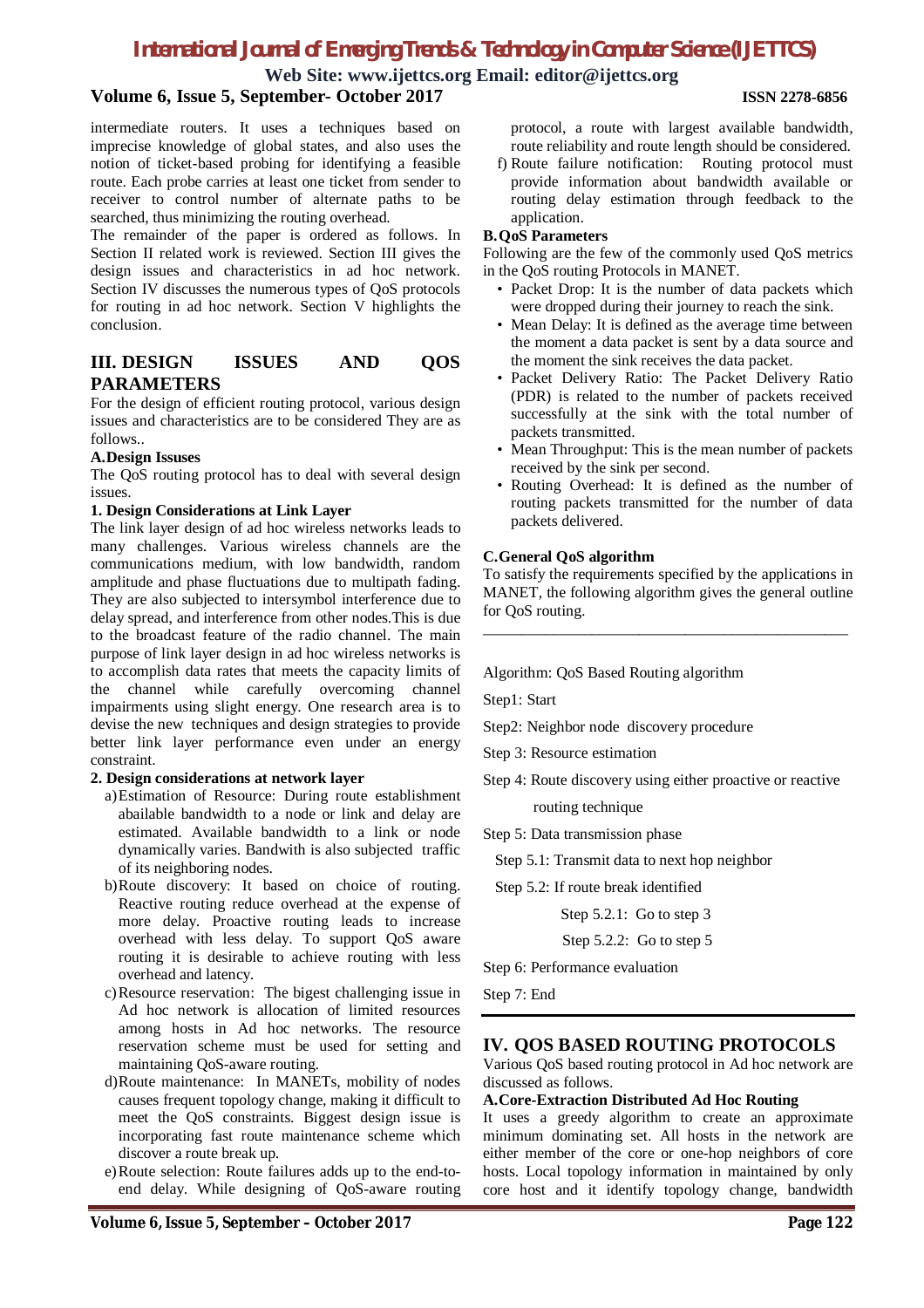intermediate routers. It uses a techniques based on imprecise knowledge of global states, and also uses the notion of ticket-based probing for identifying a feasible route. Each probe carries at least one ticket from sender to receiver to control number of alternate paths to be searched, thus minimizing the routing overhead.

The remainder of the paper is ordered as follows. In Section II related work is reviewed. Section III gives the design issues and characteristics in ad hoc network. Section IV discusses the numerous types of QoS protocols for routing in ad hoc network. Section V highlights the conclusion.

## III. DESIGN ISSUES AND QOS PARAMETERS

For the design of efficient routing protocol, various design issues and characteristics are to be considered They are as follows..

### A. Design Issuses

The QoS routing protocol has to deal with several design issues.

#### 1. Design Considerations at Link Layer

The link layer design of ad hoc wireless networks leads to many challenges. Various wireless channels are the communications medium, with low bandwidth, random amplitude and phase fluctuations due to multipath fading. They are also subjected to intersymbol interference due to delay spread, and interference from other nodes.This is due to the broadcast feature of the radio channel. The main purpose of link layer design in ad hoc wireless networks is to accomplish data rates that meets the capacity limits of the channel while carefully overcoming channel impairments using slight energy. One research area is to devise the new techniques and design strategies to provide better link layer performance even under an energy constraint.

#### 2. Design considerations at network layer

a) Estimation of Resource: During route establishment abailable bandwidth to a node or link and delay are estimated. Available bandwidth to a link or node dynamically varies. Bandwith is also subjected traffic of its neighboring nodes.

b) Route discovery: It based on choice of routing. Reactive routing reduce overhead at the expense of more delay. Proactive routing leads to increase overhead with less delay. To support QoS aware routing it is desirable to achieve routing with less overhead and latency.

c) Resource reservation: The bigest challenging issue in Ad hoc network is allocation of limited resources among hosts in Ad hoc networks. The resource reservation scheme must be used for setting and maintaining QoS-aware routing.

d) Route maintenance: In MANETs, mobility of nodes causes frequent topology change, making it difficult to meet the QoS constraints. Biggest design issue is incorporating fast route maintenance scheme which discover a route break up.

e) Route selection: Route failures adds up to the end-to-end delay. While designing of QoS-aware routing protocol, a route with largest available bandwidth, route reliability and route length should be considered.

f) Route failure notification: Routing protocol must provide information about bandwidth available or routing delay estimation through feedback to the application.

### B. QoS Parameters

Following are the few of the commonly used QoS metrics in the QoS routing Protocols in MANET.

- Packet Drop: It is the number of data packets which were dropped during their journey to reach the sink.
- Mean Delay: It is defined as the average time between the moment a data packet is sent by a data source and the moment the sink receives the data packet.
- Packet Delivery Ratio: The Packet Delivery Ratio (PDR) is related to the number of packets received successfully at the sink with the total number of packets transmitted.
- Mean Throughput: This is the mean number of packets received by the sink per second.
- Routing Overhead: It is defined as the number of routing packets transmitted for the number of data packets delivered.

### C. General QoS algorithm

To satisfy the requirements specified by the applications in MANET, the following algorithm gives the general outline for QoS routing.

---

Algorithm: QoS Based Routing algorithm

Step1: Start

Step2: Neighbor node discovery procedure

Step 3: Resource estimation

Step 4: Route discovery using either proactive or reactive routing technique

Step 5: Data transmission phase

Step 5.1: Transmit data to next hop neighbor

Step 5.2: If route break identified

Step 5.2.1: Go to step 3

Step 5.2.2: Go to step 5

Step 6: Performance evaluation

Step 7: End

---

## IV. QOS BASED ROUTING PROTOCOLS

Various QoS based routing protocol in Ad hoc network are discussed as follows.

### A. Core-Extraction Distributed Ad Hoc Routing

It uses a greedy algorithm to create an approximate minimum dominating set. All hosts in the network are either member of the core or one-hop neighbors of core hosts. Local topology information in maintained by only core host and it identify topology change, bandwidth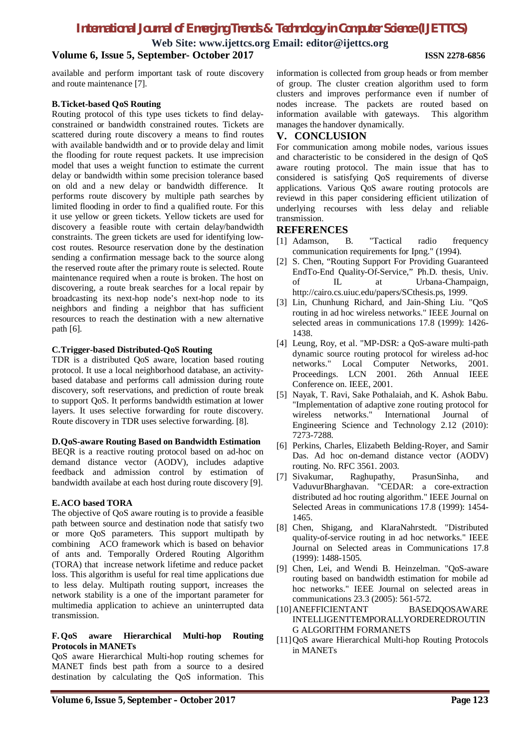available and perform important task of route discovery and route maintenance [7].

#### B. Ticket-based QoS Routing

Routing protocol of this type uses tickets to find delay-constrained or bandwidth constrained routes. Tickets are scattered during route discovery a means to find routes with available bandwidth and or to provide delay and limit the flooding for route request packets. It use imprecision model that uses a weight function to estimate the current delay or bandwidth within some precision tolerance based on old and a new delay or bandwidth difference. It performs route discovery by multiple path searches by limited flooding in order to find a qualified route. For this it use yellow or green tickets. Yellow tickets are used for discovery a feasible route with certain delay/bandwidth constraints. The green tickets are used for identifying low-cost routes. Resource reservation done by the destination sending a confirmation message back to the source along the reserved route after the primary route is selected. Route maintenance required when a route is broken. The host on discovering, a route break searches for a local repair by broadcasting its next-hop node's next-hop node to its neighbors and finding a neighbor that has sufficient resources to reach the destination with a new alternative path [6].

#### C. Trigger-based Distributed-QoS Routing

TDR is a distributed QoS aware, location based routing protocol. It use a local neighborhood database, an activity-based database and performs call admission during route discovery, soft reservations, and prediction of route break to support QoS. It performs bandwidth estimation at lower layers. It uses selective forwarding for route discovery. Route discovery in TDR uses selective forwarding. [8].

#### D. QoS-aware Routing Based on Bandwidth Estimation

BEQR is a reactive routing protocol based on ad-hoc on demand distance vector (AODV), includes adaptive feedback and admission control by estimation of bandwidth availabe at each host during route discovery [9].

#### E. ACO based TORA

The objective of QoS aware routing is to provide a feasible path between source and destination node that satisfy two or more QoS parameters. This support multipath by combining ACO framework which is based on behavior of ants and. Temporally Ordered Routing Algorithm (TORA) that increase network lifetime and reduce packet loss. This algorithm is useful for real time applications due to less delay. Multipath routing support, increases the network stability is a one of the important parameter for multimedia application to achieve an uninterrupted data transmission.

#### F. QoS aware Hierarchical Multi-hop Routing Protocols in MANETs

QoS aware Hierarchical Multi-hop routing schemes for MANET finds best path from a source to a desired destination by calculating the QoS information. This information is collected from group heads or from member of group. The cluster creation algorithm used to form clusters and improves performance even if number of nodes increase. The packets are routed based on information available with gateways. This algorithm manages the handover dynamically.

## V. CONCLUSION

For communication among mobile nodes, various issues and characteristic to be considered in the design of QoS aware routing protocol. The main issue that has to considered is satisfying QoS requirements of diverse applications. Various QoS aware routing protocols are reviewd in this paper considering efficient utilization of underlying recourses with less delay and reliable transmission.

## REFERENCES

[1] Adamson, B. "Tactical radio frequency communication requirements for Ipng." (1994).

[2] S. Chen, "Routing Support For Providing Guaranteed EndTo-End Quality-Of-Service," Ph.D. thesis, Univ. of IL at Urbana-Champaign, http://cairo.cs.uiuc.edu/papers/SCthesis.ps, 1999.

[3] Lin, Chunhung Richard, and Jain-Shing Liu. "QoS routing in ad hoc wireless networks." IEEE Journal on selected areas in communications 17.8 (1999): 1426-1438.

[4] Leung, Roy, et al. "MP-DSR: a QoS-aware multi-path dynamic source routing protocol for wireless ad-hoc networks." Local Computer Networks, 2001. Proceedings. LCN 2001. 26th Annual IEEE Conference on. IEEE, 2001.

[5] Nayak, T. Ravi, Sake Pothalaiah, and K. Ashok Babu. "Implementation of adaptive zone routing protocol for wireless networks." International Journal of Engineering Science and Technology 2.12 (2010): 7273-7288.

[6] Perkins, Charles, Elizabeth Belding-Royer, and Samir Das. Ad hoc on-demand distance vector (AODV) routing. No. RFC 3561. 2003.

[7] Sivakumar, Raghupathy, PrasunSinha, and VaduvurBharghavan. "CEDAR: a core-extraction distributed ad hoc routing algorithm." IEEE Journal on Selected Areas in communications 17.8 (1999): 1454-1465.

[8] Chen, Shigang, and KlaraNahrstedt. "Distributed quality-of-service routing in ad hoc networks." IEEE Journal on Selected areas in Communications 17.8 (1999): 1488-1505.

[9] Chen, Lei, and Wendi B. Heinzelman. "QoS-aware routing based on bandwidth estimation for mobile ad hoc networks." IEEE Journal on selected areas in communications 23.3 (2005): 561-572.

[10] ANEFFICIENTANT BASEDQOSAWARE INTELLIGENTTEMPORALLYORDEREDROUTING ALGORITHM FORMANETS

[11] QoS aware Hierarchical Multi-hop Routing Protocols in MANETs